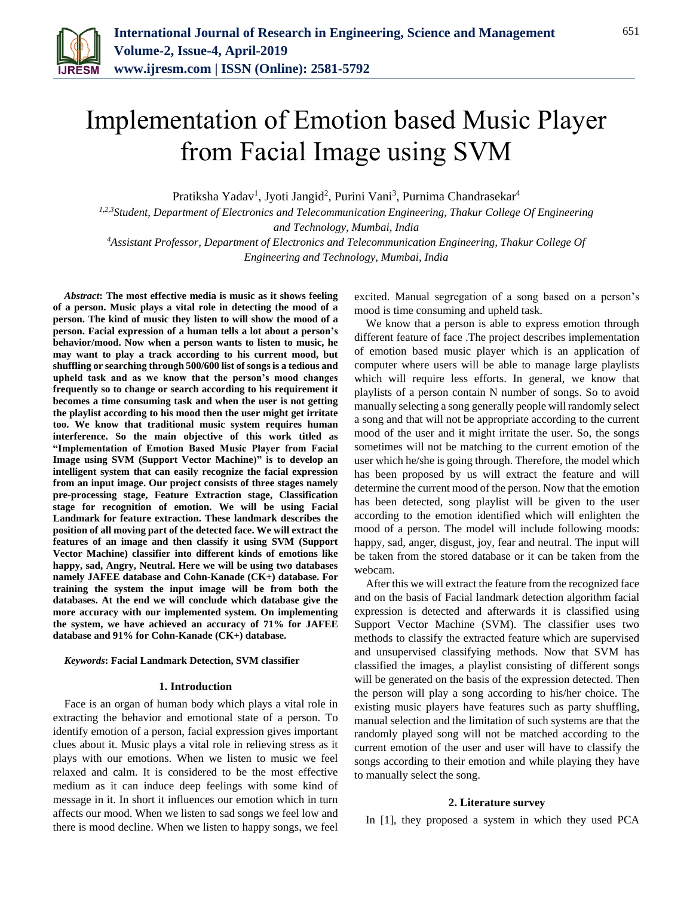# Implementation of Emotion based Music Player from Facial Image using SVM

Pratiksha Yadav[1], Jyoti Jangid[2], Purini Vani[3], Purnima Chandrasekar[4]

[1,2,3]*Student, Department of Electronics and Telecommunication Engineering, Thakur College Of Engineering and Technology, Mumbai, India*

[4]*Assistant Professor, Department of Electronics and Telecommunication Engineering, Thakur College Of Engineering and Technology, Mumbai, India*

***Abstract*: The most effective media is music as it shows feeling of a person. Music plays a vital role in detecting the mood of a person. The kind of music they listen to will show the mood of a person. Facial expression of a human tells a lot about a person's behavior/mood. Now when a person wants to listen to music, he may want to play a track according to his current mood, but shuffling or searching through 500/600 list of songs is a tedious and upheld task and as we know that the person's mood changes frequently so to change or search according to his requirement it becomes a time consuming task and when the user is not getting the playlist according to his mood then the user might get irritate too. We know that traditional music system requires human interference. So the main objective of this work titled as "Implementation of Emotion Based Music Player from Facial Image using SVM (Support Vector Machine)" is to develop an intelligent system that can easily recognize the facial expression from an input image. Our project consists of three stages namely pre-processing stage, Feature Extraction stage, Classification stage for recognition of emotion. We will be using Facial Landmark for feature extraction. These landmark describes the position of all moving part of the detected face. We will extract the features of an image and then classify it using SVM (Support Vector Machine) classifier into different kinds of emotions like happy, sad, Angry, Neutral. Here we will be using two databases namely JAFEE database and Cohn-Kanade (CK+) database. For training the system the input image will be from both the databases. At the end we will conclude which database give the more accuracy with our implemented system. On implementing the system, we have achieved an accuracy of 71% for JAFEE database and 91% for Cohn-Kanade (CK+) database.**

***Keywords*: Facial Landmark Detection, SVM classifier**

## 1. Introduction

Face is an organ of human body which plays a vital role in extracting the behavior and emotional state of a person. To identify emotion of a person, facial expression gives important clues about it. Music plays a vital role in relieving stress as it plays with our emotions. When we listen to music we feel relaxed and calm. It is considered to be the most effective medium as it can induce deep feelings with some kind of message in it. In short it influences our emotion which in turn affects our mood. When we listen to sad songs we feel low and there is mood decline. When we listen to happy songs, we feel excited. Manual segregation of a song based on a person's mood is time consuming and upheld task.

We know that a person is able to express emotion through different feature of face .The project describes implementation of emotion based music player which is an application of computer where users will be able to manage large playlists which will require less efforts. In general, we know that playlists of a person contain N number of songs. So to avoid manually selecting a song generally people will randomly select a song and that will not be appropriate according to the current mood of the user and it might irritate the user. So, the songs sometimes will not be matching to the current emotion of the user which he/she is going through. Therefore, the model which has been proposed by us will extract the feature and will determine the current mood of the person. Now that the emotion has been detected, song playlist will be given to the user according to the emotion identified which will enlighten the mood of a person. The model will include following moods: happy, sad, anger, disgust, joy, fear and neutral. The input will be taken from the stored database or it can be taken from the webcam.

After this we will extract the feature from the recognized face and on the basis of Facial landmark detection algorithm facial expression is detected and afterwards it is classified using Support Vector Machine (SVM). The classifier uses two methods to classify the extracted feature which are supervised and unsupervised classifying methods. Now that SVM has classified the images, a playlist consisting of different songs will be generated on the basis of the expression detected. Then the person will play a song according to his/her choice. The existing music players have features such as party shuffling, manual selection and the limitation of such systems are that the randomly played song will not be matched according to the current emotion of the user and user will have to classify the songs according to their emotion and while playing they have to manually select the song.

## 2. Literature survey

In [1], they proposed a system in which they used PCA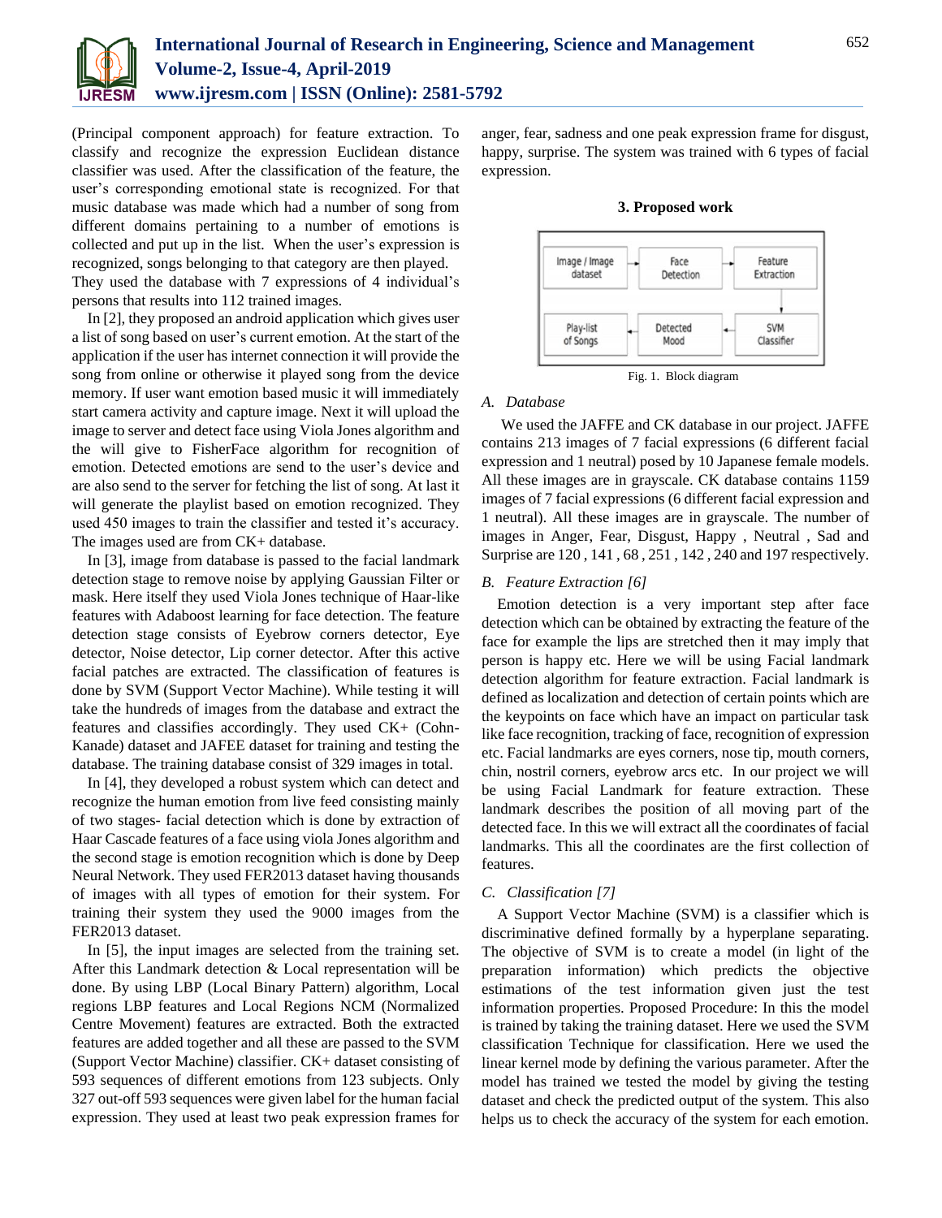(Principal component approach) for feature extraction. To classify and recognize the expression Euclidean distance classifier was used. After the classification of the feature, the user's corresponding emotional state is recognized. For that music database was made which had a number of song from different domains pertaining to a number of emotions is collected and put up in the list. When the user's expression is recognized, songs belonging to that category are then played. They used the database with 7 expressions of 4 individual's persons that results into 112 trained images.

In [2], they proposed an android application which gives user a list of song based on user's current emotion. At the start of the application if the user has internet connection it will provide the song from online or otherwise it played song from the device memory. If user want emotion based music it will immediately start camera activity and capture image. Next it will upload the image to server and detect face using Viola Jones algorithm and the will give to FisherFace algorithm for recognition of emotion. Detected emotions are send to the user's device and are also send to the server for fetching the list of song. At last it will generate the playlist based on emotion recognized. They used 450 images to train the classifier and tested it's accuracy. The images used are from CK+ database.

In [3], image from database is passed to the facial landmark detection stage to remove noise by applying Gaussian Filter or mask. Here itself they used Viola Jones technique of Haar-like features with Adaboost learning for face detection. The feature detection stage consists of Eyebrow corners detector, Eye detector, Noise detector, Lip corner detector. After this active facial patches are extracted. The classification of features is done by SVM (Support Vector Machine). While testing it will take the hundreds of images from the database and extract the features and classifies accordingly. They used CK+ (Cohn-Kanade) dataset and JAFEE dataset for training and testing the database. The training database consist of 329 images in total.

In [4], they developed a robust system which can detect and recognize the human emotion from live feed consisting mainly of two stages- facial detection which is done by extraction of Haar Cascade features of a face using viola Jones algorithm and the second stage is emotion recognition which is done by Deep Neural Network. They used FER2013 dataset having thousands of images with all types of emotion for their system. For training their system they used the 9000 images from the FER2013 dataset.

In [5], the input images are selected from the training set. After this Landmark detection & Local representation will be done. By using LBP (Local Binary Pattern) algorithm, Local regions LBP features and Local Regions NCM (Normalized Centre Movement) features are extracted. Both the extracted features are added together and all these are passed to the SVM (Support Vector Machine) classifier. CK+ dataset consisting of 593 sequences of different emotions from 123 subjects. Only 327 out-off 593 sequences were given label for the human facial expression. They used at least two peak expression frames for anger, fear, sadness and one peak expression frame for disgust, happy, surprise. The system was trained with 6 types of facial expression.

## 3. Proposed work

Image / Image dataset → Face Detection → Feature Extraction → SVM Classifier → Detected Mood → Play-list of Songs

Fig. 1. Block diagram

### A. *Database*

We used the JAFFE and CK database in our project. JAFFE contains 213 images of 7 facial expressions (6 different facial expression and 1 neutral) posed by 10 Japanese female models. All these images are in grayscale. CK database contains 1159 images of 7 facial expressions (6 different facial expression and 1 neutral). All these images are in grayscale. The number of images in Anger, Fear, Disgust, Happy , Neutral , Sad and Surprise are 120 , 141 , 68 , 251 , 142 , 240 and 197 respectively.

### B. *Feature Extraction [6]*

Emotion detection is a very important step after face detection which can be obtained by extracting the feature of the face for example the lips are stretched then it may imply that person is happy etc. Here we will be using Facial landmark detection algorithm for feature extraction. Facial landmark is defined as localization and detection of certain points which are the keypoints on face which have an impact on particular task like face recognition, tracking of face, recognition of expression etc. Facial landmarks are eyes corners, nose tip, mouth corners, chin, nostril corners, eyebrow arcs etc. In our project we will be using Facial Landmark for feature extraction. These landmark describes the position of all moving part of the detected face. In this we will extract all the coordinates of facial landmarks. This all the coordinates are the first collection of features.

### C. *Classification [7]*

A Support Vector Machine (SVM) is a classifier which is discriminative defined formally by a hyperplane separating. The objective of SVM is to create a model (in light of the preparation information) which predicts the objective estimations of the test information given just the test information properties. Proposed Procedure: In this the model is trained by taking the training dataset. Here we used the SVM classification Technique for classification. Here we used the linear kernel mode by defining the various parameter. After the model has trained we tested the model by giving the testing dataset and check the predicted output of the system. This also helps us to check the accuracy of the system for each emotion.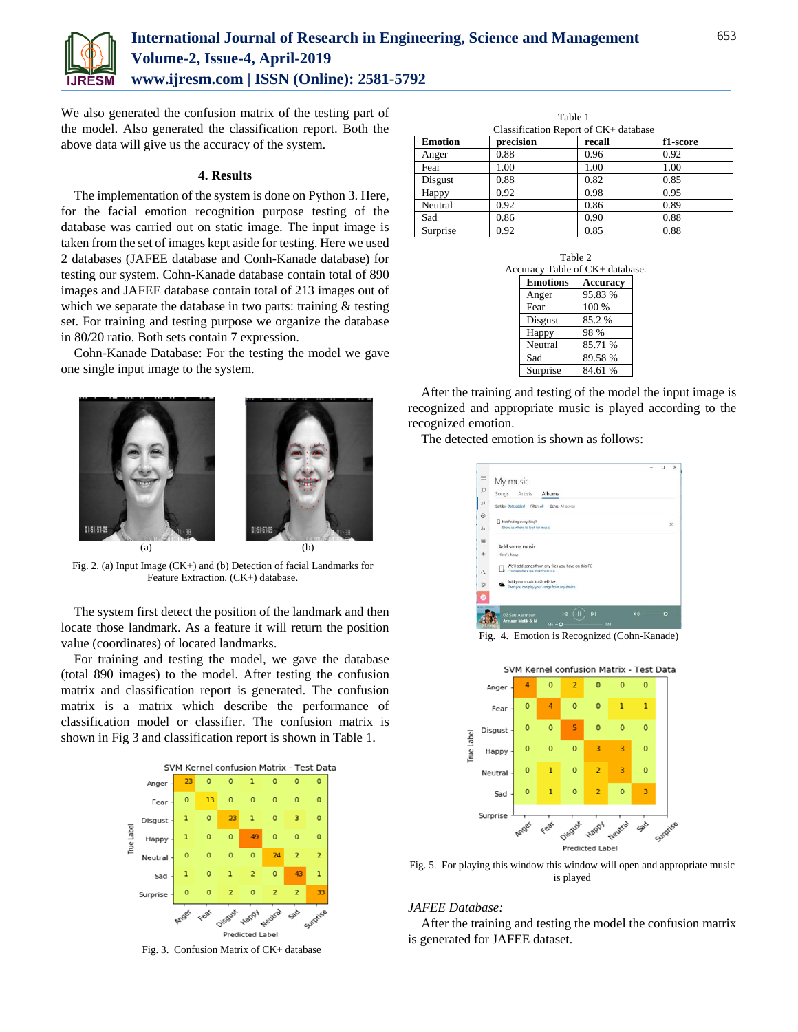We also generated the confusion matrix of the testing part of the model. Also generated the classification report. Both the above data will give us the accuracy of the system.

## 4. Results

The implementation of the system is done on Python 3. Here, for the facial emotion recognition purpose testing of the database was carried out on static image. The input image is taken from the set of images kept aside for testing. Here we used 2 databases (JAFEE database and Conh-Kanade database) for testing our system. Cohn-Kanade database contain total of 890 images and JAFEE database contain total of 213 images out of which we separate the database in two parts: training & testing set. For training and testing purpose we organize the database in 80/20 ratio. Both sets contain 7 expression.

Cohn-Kanade Database: For the testing the model we gave one single input image to the system.

Fig. 2. (a) Input Image (CK+) and (b) Detection of facial Landmarks for Feature Extraction. (CK+) database.

The system first detect the position of the landmark and then locate those landmark. As a feature it will return the position value (coordinates) of located landmarks.

For training and testing the model, we gave the database (total 890 images) to the model. After testing the confusion matrix and classification report is generated. The confusion matrix is a matrix which describe the performance of classification model or classifier. The confusion matrix is shown in Fig 3 and classification report is shown in Table 1.

SVM Kernel confusion Matrix - Test Data

| True Label \ Predicted Label | Anger | Fear | Disgust | Happy | Neutral | Sad | Surprise |
|---|---|---|---|---|---|---|---|
| Anger | 23 | 0 | 0 | 1 | 0 | 0 | 0 |
| Fear | 0 | 13 | 0 | 0 | 0 | 0 | 0 |
| Disgust | 1 | 0 | 23 | 1 | 0 | 3 | 0 |
| Happy | 1 | 0 | 0 | 49 | 0 | 0 | 0 |
| Neutral | 0 | 0 | 0 | 0 | 24 | 2 | 2 |
| Sad | 1 | 0 | 1 | 2 | 0 | 43 | 1 |
| Surprise | 0 | 0 | 2 | 0 | 2 | 2 | 33 |

Fig. 3. Confusion Matrix of CK+ database

Table 1
Classification Report of CK+ database

| Emotion | precision | recall | f1-score |
|---|---|---|---|
| Anger | 0.88 | 0.96 | 0.92 |
| Fear | 1.00 | 1.00 | 1.00 |
| Disgust | 0.88 | 0.82 | 0.85 |
| Happy | 0.92 | 0.98 | 0.95 |
| Neutral | 0.92 | 0.86 | 0.89 |
| Sad | 0.86 | 0.90 | 0.88 |
| Surprise | 0.92 | 0.85 | 0.88 |

Table 2
Accuracy Table of CK+ database.

| Emotions | Accuracy |
|---|---|
| Anger | 95.83 % |
| Fear | 100 % |
| Disgust | 85.2 % |
| Happy | 98 % |
| Neutral | 85.71 % |
| Sad | 89.58 % |
| Surprise | 84.61 % |

After the training and testing of the model the input image is recognized and appropriate music is played according to the recognized emotion.

The detected emotion is shown as follows:

Fig. 4. Emotion is Recognized (Cohn-Kanade)

SVM Kernel confusion Matrix - Test Data

| True Label \ Predicted Label | Anger | Fear | Disgust | Happy | Neutral | Sad |
|---|---|---|---|---|---|---|
| Anger | 4 | 0 | 2 | 0 | 0 | 0 |
| Fear | 0 | 4 | 0 | 0 | 1 | 1 |
| Disgust | 0 | 0 | 5 | 0 | 0 | 0 |
| Happy | 0 | 0 | 0 | 3 | 3 | 0 |
| Neutral | 0 | 1 | 0 | 2 | 3 | 0 |
| Sad | 0 | 1 | 0 | 2 | 0 | 3 |

Fig. 5. For playing this window this window will open and appropriate music is played

*JAFEE Database:*

After the training and testing the model the confusion matrix is generated for JAFEE dataset.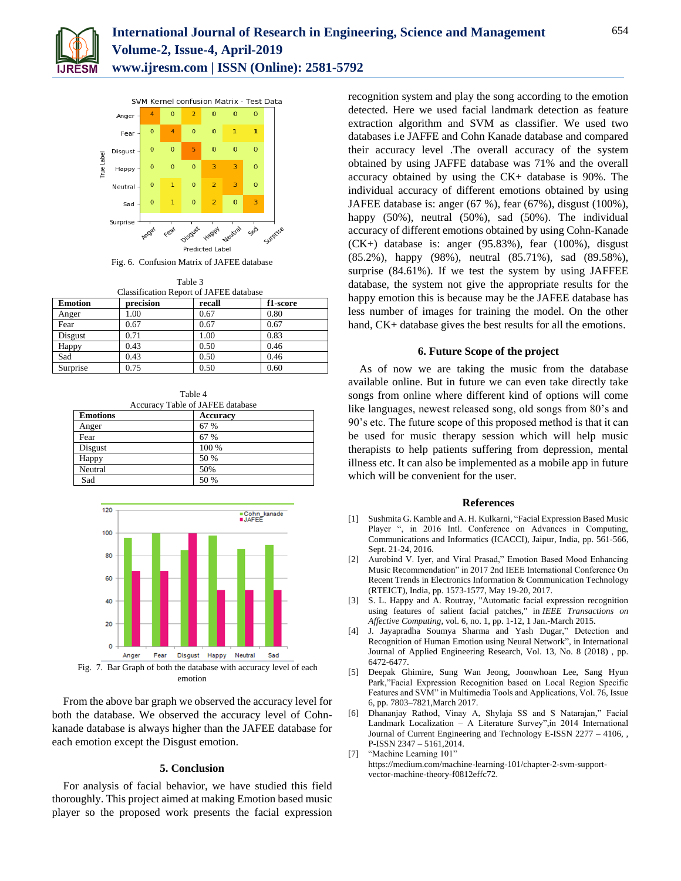SVM Kernel confusion Matrix - Test Data

True Label

Anger 4 0 2 0 0 0

Fear 0 4 0 0 1 1

Disgust 0 0 5 0 0 0

Happy 0 0 0 3 3 0

Neutral 0 1 0 2 3 0

Sad 0 1 0 2 0 3

Surprise

Anger Fear Disgust Happy Neutral Sad Surprise

Predicted Label

Fig. 6. Confusion Matrix of JAFEE database

Table 3
Classification Report of JAFEE database

| Emotion | precision | recall | f1-score |
|---|---|---|---|
| Anger | 1.00 | 0.67 | 0.80 |
| Fear | 0.67 | 0.67 | 0.67 |
| Disgust | 0.71 | 1.00 | 0.83 |
| Happy | 0.43 | 0.50 | 0.46 |
| Sad | 0.43 | 0.50 | 0.46 |
| Surprise | 0.75 | 0.50 | 0.60 |

Table 4
Accuracy Table of JAFEE database

| Emotions | Accuracy |
|---|---|
| Anger | 67 % |
| Fear | 67 % |
| Disgust | 100 % |
| Happy | 50 % |
| Neutral | 50% |
| Sad | 50 % |

120
100
80
60
40
20
0

Cohn_kanade
JAFEE

Anger Fear Disgust Happy Neutral Sad

Fig. 7. Bar Graph of both the database with accuracy level of each emotion

From the above bar graph we observed the accuracy level for both the database. We observed the accuracy level of Cohn-kanade database is always higher than the JAFEE database for each emotion except the Disgust emotion.

## 5. Conclusion

For analysis of facial behavior, we have studied this field thoroughly. This project aimed at making Emotion based music player so the proposed work presents the facial expression recognition system and play the song according to the emotion detected. Here we used facial landmark detection as feature extraction algorithm and SVM as classifier. We used two databases i.e JAFFE and Cohn Kanade database and compared their accuracy level .The overall accuracy of the system obtained by using JAFFE database was 71% and the overall accuracy obtained by using the CK+ database is 90%. The individual accuracy of different emotions obtained by using JAFEE database is: anger (67 %), fear (67%), disgust (100%), happy (50%), neutral (50%), sad (50%). The individual accuracy of different emotions obtained by using Cohn-Kanade (CK+) database is: anger (95.83%), fear (100%), disgust (85.2%), happy (98%), neutral (85.71%), sad (89.58%), surprise (84.61%). If we test the system by using JAFFEE database, the system not give the appropriate results for the happy emotion this is because may be the JAFEE database has less number of images for training the model. On the other hand, CK+ database gives the best results for all the emotions.

## 6. Future Scope of the project

As of now we are taking the music from the database available online. But in future we can even take directly take songs from online where different kind of options will come like languages, newest released song, old songs from 80's and 90's etc. The future scope of this proposed method is that it can be used for music therapy session which will help music therapists to help patients suffering from depression, mental illness etc. It can also be implemented as a mobile app in future which will be convenient for the user.

## References

[1] Sushmita G. Kamble and A. H. Kulkarni, "Facial Expression Based Music Player ", in 2016 Intl. Conference on Advances in Computing, Communications and Informatics (ICACCI), Jaipur, India, pp. 561-566, Sept. 21-24, 2016.

[2] Aurobind V. Iyer, and Viral Prasad," Emotion Based Mood Enhancing Music Recommendation" in 2017 2nd IEEE International Conference On Recent Trends in Electronics Information & Communication Technology (RTEICT), India, pp. 1573-1577, May 19-20, 2017.

[3] S. L. Happy and A. Routray, "Automatic facial expression recognition using features of salient facial patches," in *IEEE Transactions on Affective Computing*, vol. 6, no. 1, pp. 1-12, 1 Jan.-March 2015.

[4] J. Jayapradha Soumya Sharma and Yash Dugar," Detection and Recognition of Human Emotion using Neural Network", in International Journal of Applied Engineering Research, Vol. 13, No. 8 (2018) , pp. 6472-6477.

[5] Deepak Ghimire, Sung Wan Jeong, Joonwhoan Lee, Sang Hyun Park,"Facial Expression Recognition based on Local Region Specific Features and SVM" in Multimedia Tools and Applications, Vol. 76, Issue 6, pp. 7803–7821,March 2017.

[6] Dhananjay Rathod, Vinay A, Shylaja SS and S Natarajan," Facial Landmark Localization – A Literature Survey",in 2014 International Journal of Current Engineering and Technology E-ISSN 2277 – 4106, , P-ISSN 2347 – 5161,2014.

[7] "Machine Learning 101" https://medium.com/machine-learning-101/chapter-2-svm-support-vector-machine-theory-f0812effc72.